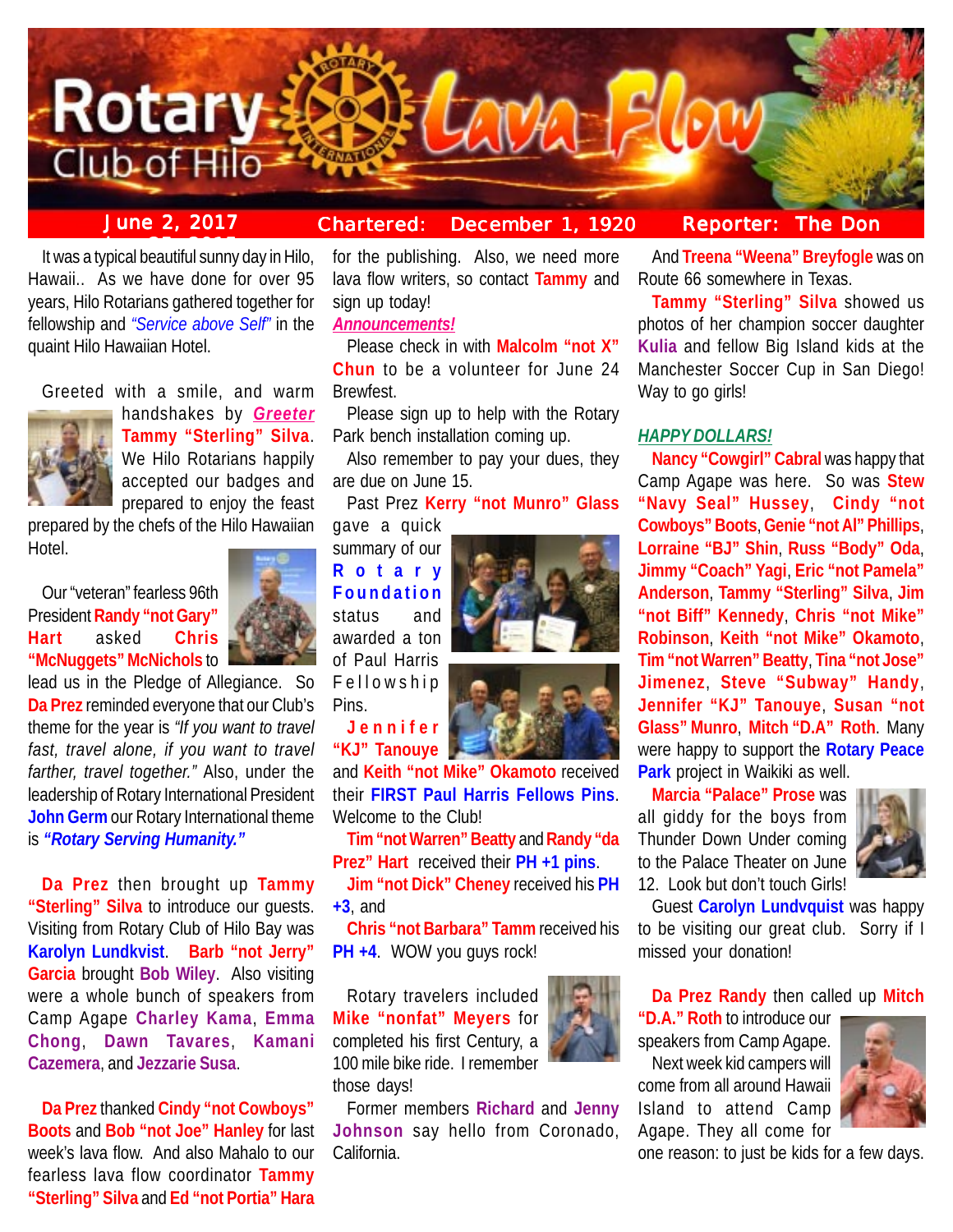# Rotary Club of Hilo Lava Flow

June 2, 2017 Chartered: December 1, 1920 Reporter: The Don

It was a typical beautiful sunny day in Hilo, Hawaii.. As we have done for over 95 years, Hilo Rotarians gathered together for fellowship and *"Service above Self"* in the quaint Hilo Hawaiian Hotel.

Greeted with a smile, and warm handshakes by ***Greeter*** **Tammy "Sterling" Silva**. We Hilo Rotarians happily accepted our badges and prepared to enjoy the feast prepared by the chefs of the Hilo Hawaiian Hotel.

Our "veteran" fearless 96th President **Randy "not Gary" Hart** asked **Chris "McNuggets" McNichols** to lead us in the Pledge of Allegiance. So **Da Prez** reminded everyone that our Club's theme for the year is *"If you want to travel fast, travel alone, if you want to travel farther, travel together."* Also, under the leadership of Rotary International President **John Germ** our Rotary International theme is ***"Rotary Serving Humanity."***

**Da Prez** then brought up **Tammy "Sterling" Silva** to introduce our guests. Visiting from Rotary Club of Hilo Bay was **Karolyn Lundkvist**. **Barb "not Jerry" Garcia** brought **Bob Wiley**. Also visiting were a whole bunch of speakers from Camp Agape **Charley Kama**, **Emma Chong**, **Dawn Tavares**, **Kamani Cazemera**, and **Jezzarie Susa**.

**Da Prez** thanked **Cindy "not Cowboys" Boots** and **Bob "not Joe" Hanley** for last week's lava flow. And also Mahalo to our fearless lava flow coordinator **Tammy "Sterling" Silva** and **Ed "not Portia" Hara** for the publishing. Also, we need more lava flow writers, so contact **Tammy** and sign up today!

***Announcements!***

Please check in with **Malcolm "not X" Chun** to be a volunteer for June 24 Brewfest.

Please sign up to help with the Rotary Park bench installation coming up.

Also remember to pay your dues, they are due on June 15.

Past Prez **Kerry "not Munro" Glass** gave a quick summary of our **Rotary Foundation** status and awarded a ton of Paul Harris Fellowship Pins.

**Jennifer "KJ" Tanouye** and **Keith "not Mike" Okamoto** received their **FIRST Paul Harris Fellows Pins**. Welcome to the Club!

**Tim "not Warren" Beatty** and **Randy "da Prez" Hart** received their **PH +1 pins**.

**Jim "not Dick" Cheney** received his **PH +3**, and

**Chris "not Barbara" Tamm** received his **PH +4**. WOW you guys rock!

Rotary travelers included **Mike "nonfat" Meyers** for completed his first Century, a 100 mile bike ride. I remember those days!

Former members **Richard** and **Jenny Johnson** say hello from Coronado, California.

And **Treena "Weena" Breyfogle** was on Route 66 somewhere in Texas.

**Tammy "Sterling" Silva** showed us photos of her champion soccer daughter **Kulia** and fellow Big Island kids at the Manchester Soccer Cup in San Diego! Way to go girls!

***HAPPY DOLLARS!***

**Nancy "Cowgirl" Cabral** was happy that Camp Agape was here. So was **Stew "Navy Seal" Hussey**, **Cindy "not Cowboys" Boots**, **Genie "not Al" Phillips**, **Lorraine "BJ" Shin**, **Russ "Body" Oda**, **Jimmy "Coach" Yagi**, **Eric "not Pamela" Anderson**, **Tammy "Sterling" Silva**, **Jim "not Biff" Kennedy**, **Chris "not Mike" Robinson**, **Keith "not Mike" Okamoto**, **Tim "not Warren" Beatty**, **Tina "not Jose" Jimenez**, **Steve "Subway" Handy**, **Jennifer "KJ" Tanouye**, **Susan "not Glass" Munro**, **Mitch "D.A" Roth**. Many were happy to support the **Rotary Peace Park** project in Waikiki as well.

**Marcia "Palace" Prose** was all giddy for the boys from Thunder Down Under coming to the Palace Theater on June 12. Look but don't touch Girls!

Guest **Carolyn Lundvquist** was happy to be visiting our great club. Sorry if I missed your donation!

**Da Prez Randy** then called up **Mitch "D.A." Roth** to introduce our speakers from Camp Agape.

Next week kid campers will come from all around Hawaii Island to attend Camp Agape. They all come for one reason: to just be kids for a few days.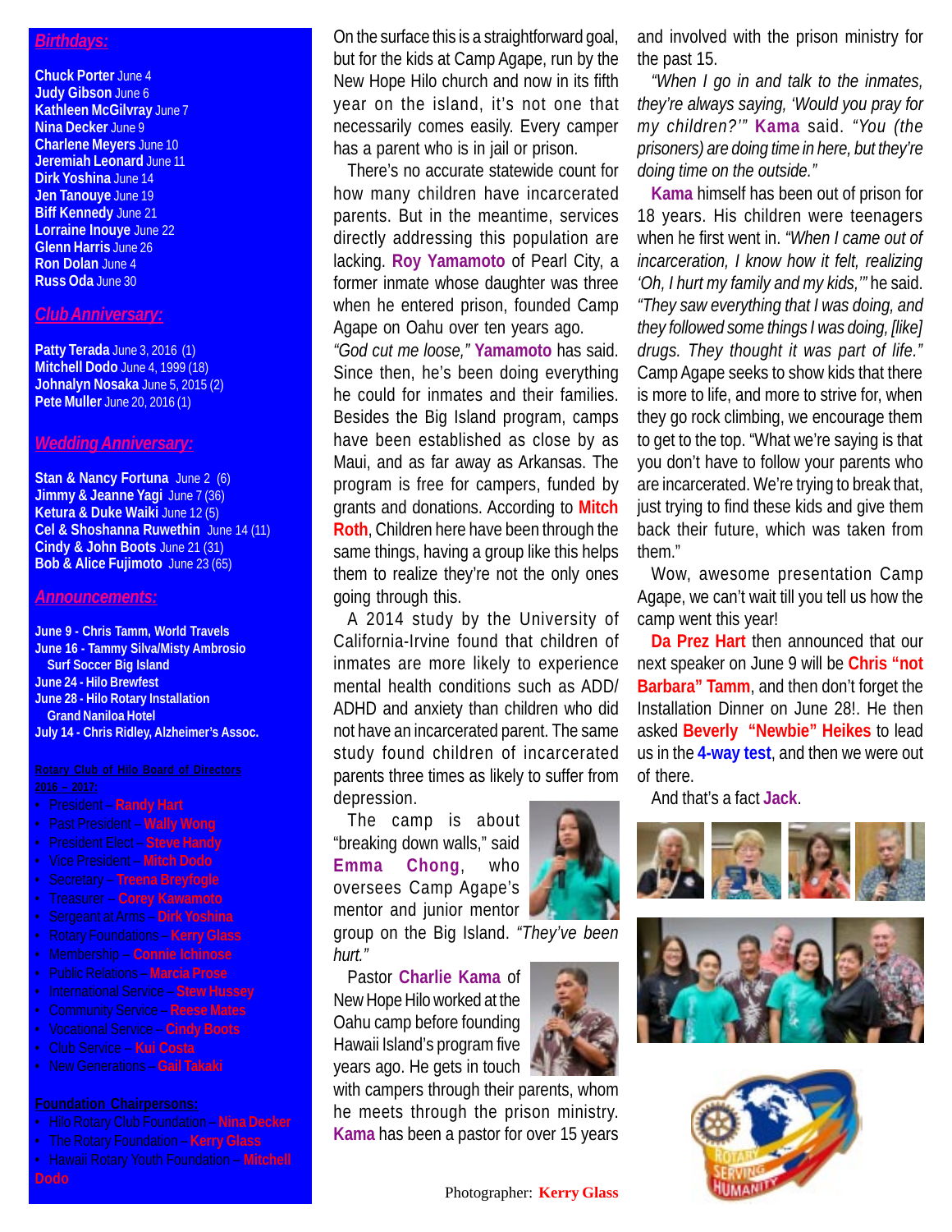## Birthdays:

**Chuck Porter** June 4
**Judy Gibson** June 6
**Kathleen McGilvray** June 7
**Nina Decker** June 9
**Charlene Meyers** June 10
**Jeremiah Leonard** June 11
**Dirk Yoshina** June 14
**Jen Tanouye** June 19
**Biff Kennedy** June 21
**Lorraine Inouye** June 22
**Glenn Harris** June 26
**Ron Dolan** June 4
**Russ Oda** June 30

## Club Anniversary:

**Patty Terada** June 3, 2016 (1)
**Mitchell Dodo** June 4, 1999 (18)
**Johnalyn Nosaka** June 5, 2015 (2)
**Pete Muller** June 20, 2016 (1)

## Wedding Anniversary:

**Stan & Nancy Fortuna** June 2 (6)
**Jimmy & Jeanne Yagi** June 7 (36)
**Ketura & Duke Waiki** June 12 (5)
**Cel & Shoshanna Ruwethin** June 14 (11)
**Cindy & John Boots** June 21 (31)
**Bob & Alice Fujimoto** June 23 (65)

## Announcements:

**June 9 - Chris Tamm, World Travels**
**June 16 - Tammy Silva/Misty Ambrosio Surf Soccer Big Island**
**June 24 - Hilo Brewfest**
**June 28 - Hilo Rotary Installation Grand Naniloa Hotel**
**July 14 - Chris Ridley, Alzheimer's Assoc.**

**Rotary Club of Hilo Board of Directors 2016 – 2017:**

- President – **Randy Hart**
- Past President – **Wally Wong**
- President Elect – **Steve Handy**
- Vice President – **Mitch Dodo**
- Secretary – **Treena Breyfogle**
- Treasurer – **Corey Kawamoto**
- Sergeant at Arms – **Dirk Yoshina**
- Rotary Foundations – **Kerry Glass**
- Membership – **Connie Ichinose**
- Public Relations – **Marcia Prose**
- International Service – **Stew Hussey**
- Community Service – **Reese Mates**
- Vocational Service – **Cindy Boots**
- Club Service – **Kui Costa**
- New Generations – **Gail Takaki**

**Foundation Chairpersons:**

- Hilo Rotary Club Foundation – **Nina Decker**
- The Rotary Foundation – **Kerry Glass**
- Hawaii Rotary Youth Foundation – **Mitchell Dodo**

On the surface this is a straightforward goal, but for the kids at Camp Agape, run by the New Hope Hilo church and now in its fifth year on the island, it's not one that necessarily comes easily. Every camper has a parent who is in jail or prison.

There's no accurate statewide count for how many children have incarcerated parents. But in the meantime, services directly addressing this population are lacking. **Roy Yamamoto** of Pearl City, a former inmate whose daughter was three when he entered prison, founded Camp Agape over on Oahu over ten years ago. *"God cut me loose,"* **Yamamoto** has said. Since then, he's been doing everything he could for inmates and their families. Besides the Big Island program, camps have been established as close by as Maui, and as far away as Arkansas. The program is free for campers, funded by grants and donations. According to **Mitch Roth**, Children here have been through the same things, having a group like this helps them to realize they're not the only ones going through this.

A 2014 study by the University of California-Irvine found that children of inmates are more likely to experience mental health conditions such as ADD/ ADHD and anxiety than children who did not have an incarcerated parent. The same study found children of incarcerated parents three times as likely to suffer from depression.

The camp is about "breaking down walls," said **Emma Chong**, who oversees Camp Agape's mentor and junior mentor group on the Big Island. *"They've been hurt."*

Pastor **Charlie Kama** of New Hope Hilo worked at the Oahu camp before founding Hawaii Island's program five years ago. He gets in touch with campers through their parents, whom he meets through the prison ministry. **Kama** has been a pastor for over 15 years and involved with the prison ministry for the past 15.

*"When I go in and talk to the inmates, they're always saying, 'Would you pray for my children?'"* **Kama** said. *"You (the prisoners) are doing time in here, but they're doing time on the outside."*

**Kama** himself has been out of prison for 18 years. His children were teenagers when he first went in. *"When I came out of incarceration, I know how it felt, realizing 'Oh, I hurt my family and my kids,'"* he said. *"They saw everything that I was doing, and they followed some things I was doing, [like] drugs. They thought it was part of life."* Camp Agape seeks to show kids that there is more to life, and more to strive for, when they go rock climbing, we encourage them to get to the top. "What we're saying is that you don't have to follow your parents who are incarcerated. We're trying to break that, just trying to find these kids and give them back their future, which was taken from them."

Wow, awesome presentation Camp Agape, we can't wait till you tell us how the camp went this year!

**Da Prez Hart** then announced that our next speaker on June 9 will be **Chris "not Barbara" Tamm**, and then don't forget the Installation Dinner on June 28!. He then asked **Beverly "Newbie" Heikes** to lead us in the **4-way test**, and then we were out of there.

And that's a fact **Jack**.

Photographer: **Kerry Glass**